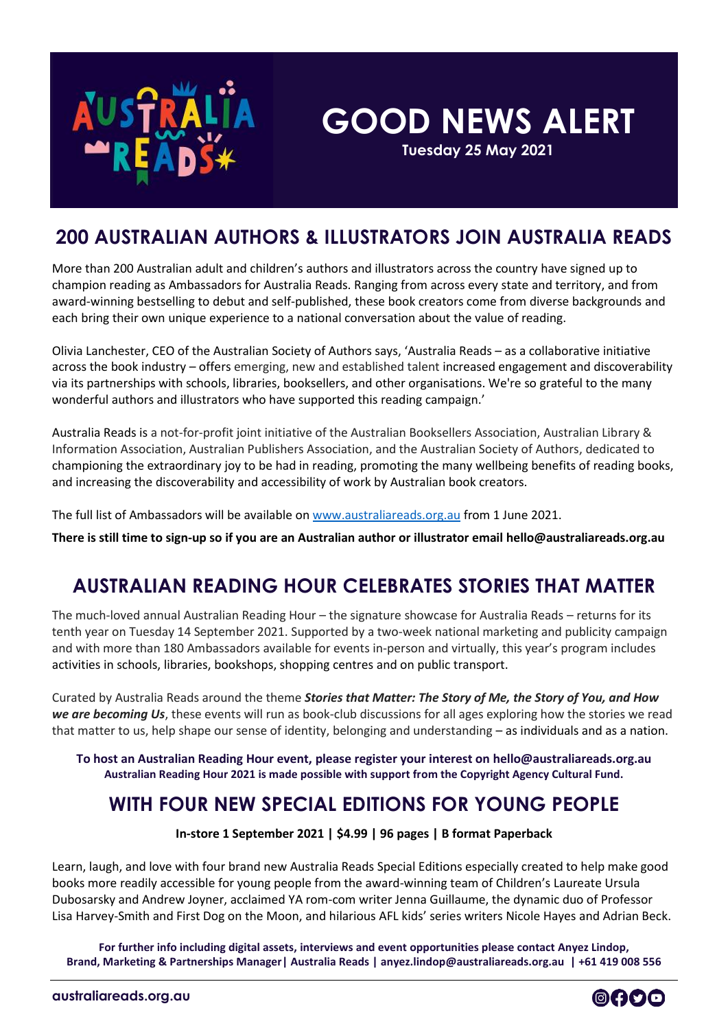# GOOD NEWS ALERT

**Tuesday 25 May 2021**

## 200 AUSTRALIAN AUTHORS & ILLUSTRATORS JOIN AUSTRALIA READS

More than 200 Australian adult and children's authors and illustrators across the country have signed up to champion reading as Ambassadors for Australia Reads. Ranging from across every state and territory, and from award-winning bestselling to debut and self-published, these book creators come from diverse backgrounds and each bring their own unique experience to a national conversation about the value of reading.

Olivia Lanchester, CEO of the Australian Society of Authors says, 'Australia Reads – as a collaborative initiative across the book industry – offers emerging, new and established talent increased engagement and discoverability via its partnerships with schools, libraries, booksellers, and other organisations. We're so grateful to the many wonderful authors and illustrators who have supported this reading campaign.'

Australia Reads is a not-for-profit joint initiative of the Australian Booksellers Association, Australian Library & Information Association, Australian Publishers Association, and the Australian Society of Authors, dedicated to championing the extraordinary joy to be had in reading, promoting the many wellbeing benefits of reading books, and increasing the discoverability and accessibility of work by Australian book creators.

The full list of Ambassadors will be available on www.australiareads.org.au from 1 June 2021.

**There is still time to sign-up so if you are an Australian author or illustrator email hello@australiareads.org.au**

## AUSTRALIAN READING HOUR CELEBRATES STORIES THAT MATTER

The much-loved annual Australian Reading Hour – the signature showcase for Australia Reads – returns for its tenth year on Tuesday 14 September 2021. Supported by a two-week national marketing and publicity campaign and with more than 180 Ambassadors available for events in-person and virtually, this year's program includes activities in schools, libraries, bookshops, shopping centres and on public transport.

Curated by Australia Reads around the theme ***Stories that Matter: The Story of Me, the Story of You, and How we are becoming Us***, these events will run as book-club discussions for all ages exploring how the stories we read that matter to us, help shape our sense of identity, belonging and understanding – as individuals and as a nation.

**To host an Australian Reading Hour event, please register your interest on hello@australiareads.org.au**
**Australian Reading Hour 2021 is made possible with support from the Copyright Agency Cultural Fund.**

## WITH FOUR NEW SPECIAL EDITIONS FOR YOUNG PEOPLE

**In-store 1 September 2021 | $4.99 | 96 pages | B format Paperback**

Learn, laugh, and love with four brand new Australia Reads Special Editions especially created to help make good books more readily accessible for young people from the award-winning team of Children's Laureate Ursula Dubosarsky and Andrew Joyner, acclaimed YA rom-com writer Jenna Guillaume, the dynamic duo of Professor Lisa Harvey-Smith and First Dog on the Moon, and hilarious AFL kids' series writers Nicole Hayes and Adrian Beck.

**For further info including digital assets, interviews and event opportunities please contact Anyez Lindop, Brand, Marketing & Partnerships Manager | Australia Reads | anyez.lindop@australiareads.org.au | +61 419 008 556**

australiareads.org.au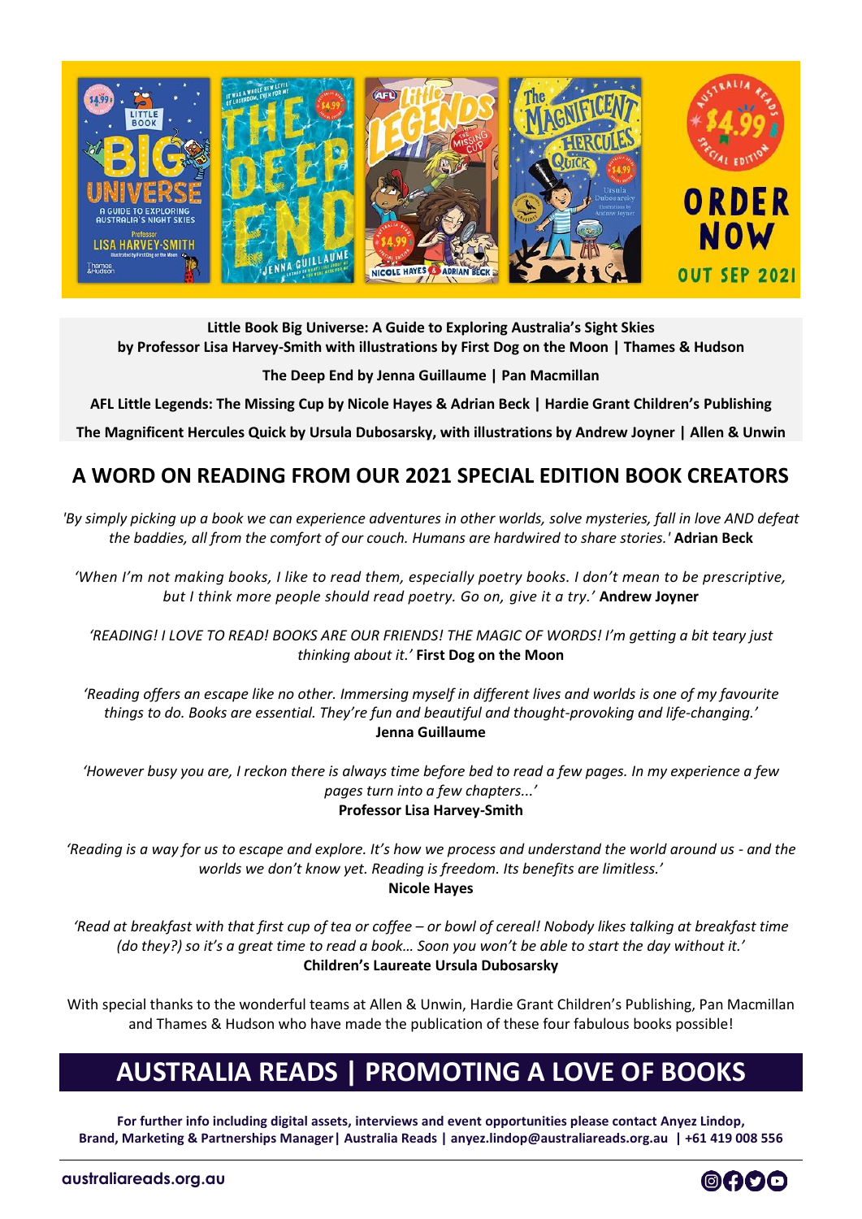**Little Book Big Universe: A Guide to Exploring Australia's Sight Skies**
**by Professor Lisa Harvey-Smith with illustrations by First Dog on the Moon | Thames & Hudson**

**The Deep End by Jenna Guillaume | Pan Macmillan**

**AFL Little Legends: The Missing Cup by Nicole Hayes & Adrian Beck | Hardie Grant Children's Publishing**

**The Magnificent Hercules Quick by Ursula Dubosarsky, with illustrations by Andrew Joyner | Allen & Unwin**

## A WORD ON READING FROM OUR 2021 SPECIAL EDITION BOOK CREATORS

*'By simply picking up a book we can experience adventures in other worlds, solve mysteries, fall in love AND defeat the baddies, all from the comfort of our couch. Humans are hardwired to share stories.'* **Adrian Beck**

*'When I'm not making books, I like to read them, especially poetry books. I don't mean to be prescriptive, but I think more people should read poetry. Go on, give it a try.'* **Andrew Joyner**

*'READING! I LOVE TO READ! BOOKS ARE OUR FRIENDS! THE MAGIC OF WORDS! I'm getting a bit teary just thinking about it.'* **First Dog on the Moon**

*'Reading offers an escape like no other. Immersing myself in different lives and worlds is one of my favourite things to do. Books are essential. They're fun and beautiful and thought-provoking and life-changing.'*
**Jenna Guillaume**

*'However busy you are, I reckon there is always time before bed to read a few pages. In my experience a few pages turn into a few chapters...'*
**Professor Lisa Harvey-Smith**

*'Reading is a way for us to escape and explore. It's how we process and understand the world around us - and the worlds we don't know yet. Reading is freedom. Its benefits are limitless.'*
**Nicole Hayes**

*'Read at breakfast with that first cup of tea or coffee – or bowl of cereal! Nobody likes talking at breakfast time (do they?) so it's a great time to read a book… Soon you won't be able to start the day without it.'*
**Children's Laureate Ursula Dubosarsky**

With special thanks to the wonderful teams at Allen & Unwin, Hardie Grant Children's Publishing, Pan Macmillan and Thames & Hudson who have made the publication of these four fabulous books possible!

## AUSTRALIA READS | PROMOTING A LOVE OF BOOKS

**For further info including digital assets, interviews and event opportunities please contact Anyez Lindop, Brand, Marketing & Partnerships Manager| Australia Reads | anyez.lindop@australiareads.org.au | +61 419 008 556**

australiareads.org.au